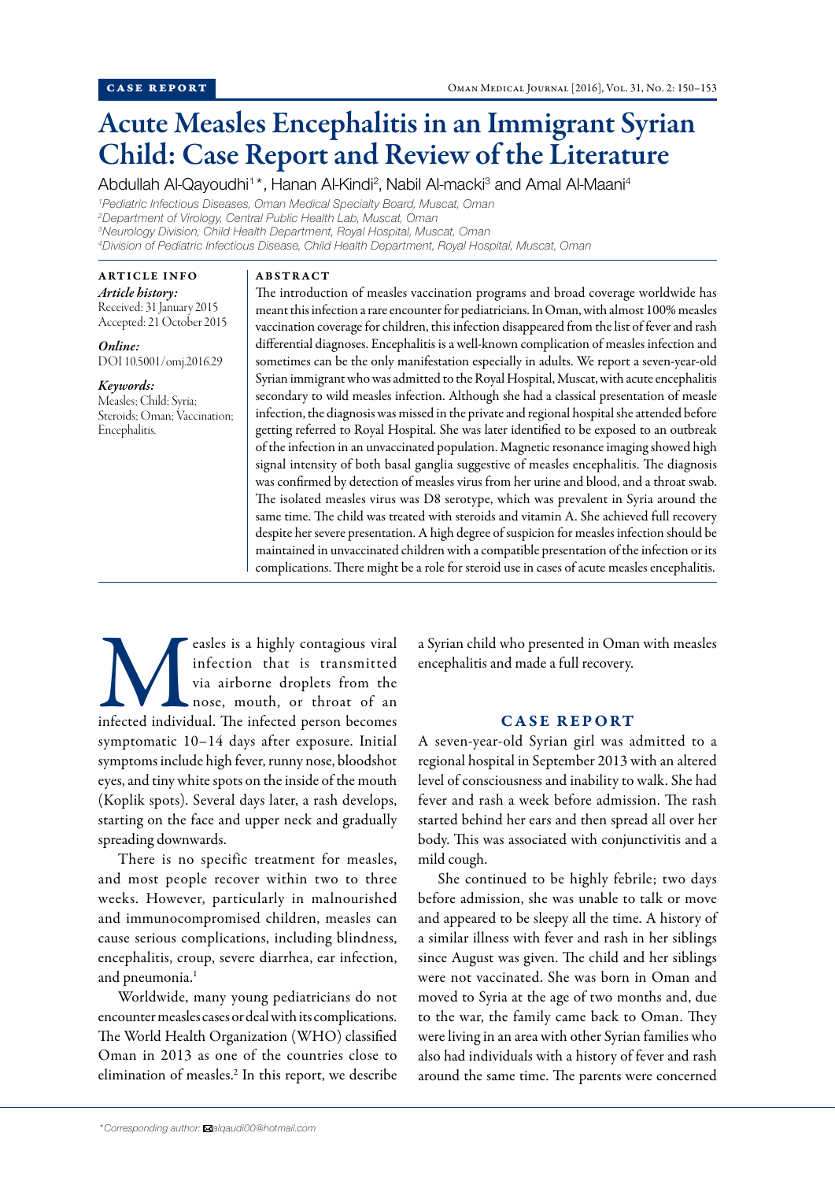Case Report

# Acute Measles Encephalitis in an Immigrant Syrian Child: Case Report and Review of the Literature

Abdullah Al-Qayoudhi[1]*, Hanan Al-Kindi[2], Nabil Al-macki[3] and Amal Al-Maani[4]

[1]Pediatric Infectious Diseases, Oman Medical Specialty Board, Muscat, Oman
[2]Department of Virology, Central Public Health Lab, Muscat, Oman
[3]Neurology Division, Child Health Department, Royal Hospital, Muscat, Oman
[4]Division of Pediatric Infectious Disease, Child Health Department, Royal Hospital, Muscat, Oman

## Article Info

*Article history:*
Received: 31 January 2015
Accepted: 21 October 2015

*Online:*
DOI 10.5001/omj.2016.29

*Keywords:*
Measles; Child; Syria; Steroids; Oman; Vaccination; Encephalitis.

## Abstract

The introduction of measles vaccination programs and broad coverage worldwide has meant this infection a rare encounter for pediatricians. In Oman, with almost 100% measles vaccination coverage for children, this infection disappeared from the list of fever and rash differential diagnoses. Encephalitis is a well-known complication of measles infection and sometimes can be the only manifestation especially in adults. We report a seven-year-old Syrian immigrant who was admitted to the Royal Hospital, Muscat, with acute encephalitis secondary to wild measles infection. Although she had a classical presentation of measle infection, the diagnosis was missed in the private and regional hospital she attended before getting referred to Royal Hospital. She was later identified to be exposed to an outbreak of the infection in an unvaccinated population. Magnetic resonance imaging showed high signal intensity of both basal ganglia suggestive of measles encephalitis. The diagnosis was confirmed by detection of measles virus from her urine and blood, and a throat swab. The isolated measles virus was D8 serotype, which was prevalent in Syria around the same time. The child was treated with steroids and vitamin A. She achieved full recovery despite her severe presentation. A high degree of suspicion for measles infection should be maintained in unvaccinated children with a compatible presentation of the infection or its complications. There might be a role for steroid use in cases of acute measles encephalitis.

Measles is a highly contagious viral infection that is transmitted via airborne droplets from the nose, mouth, or throat of an infected individual. The infected person becomes symptomatic 10–14 days after exposure. Initial symptoms include high fever, runny nose, bloodshot eyes, and tiny white spots on the inside of the mouth (Koplik spots). Several days later, a rash develops, starting on the face and upper neck and gradually spreading downwards.

There is no specific treatment for measles, and most people recover within two to three weeks. However, particularly in malnourished and immunocompromised children, measles can cause serious complications, including blindness, encephalitis, croup, severe diarrhea, ear infection, and pneumonia.[1]

Worldwide, many young pediatricians do not encounter measles cases or deal with its complications. The World Health Organization (WHO) classified Oman in 2013 as one of the countries close to elimination of measles.[2] In this report, we describe a Syrian child who presented in Oman with measles encephalitis and made a full recovery.

## Case Report

A seven-year-old Syrian girl was admitted to a regional hospital in September 2013 with an altered level of consciousness and inability to walk. She had fever and rash a week before admission. The rash started behind her ears and then spread all over her body. This was associated with conjunctivitis and a mild cough.

She continued to be highly febrile; two days before admission, she was unable to talk or move and appeared to be sleepy all the time. A history of a similar illness with fever and rash in her siblings since August was given. The child and her siblings were not vaccinated. She was born in Oman and moved to Syria at the age of two months and, due to the war, the family came back to Oman. They were living in an area with other Syrian families who also had individuals with a history of fever and rash around the same time. The parents were concerned

*Corresponding author: alqaudi00@hotmail.com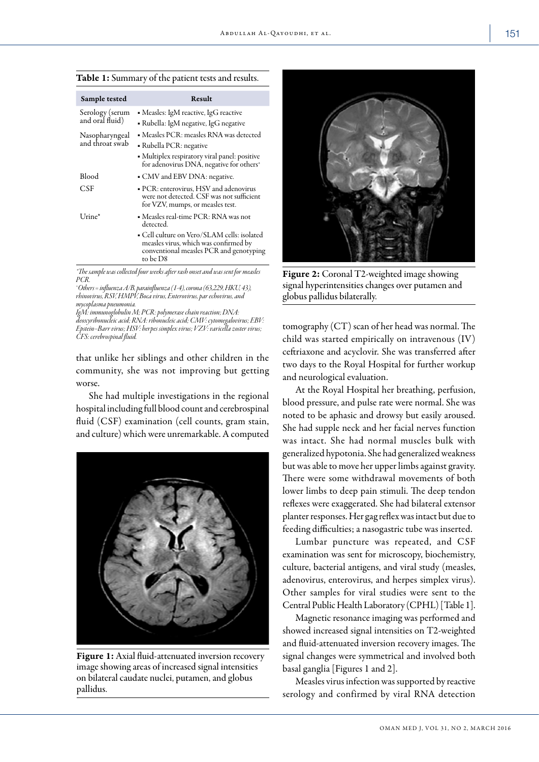**Table 1:** Summary of the patient tests and results.

| Sample tested | Result |
|---|---|
| Serology (serum and oral fluid) | ▪ Measles: IgM reactive, IgG reactive<br>▪ Rubella: IgM negative, IgG negative |
| Nasopharyngeal and throat swab | ▪ Measles PCR: measles RNA was detected<br>▪ Rubella PCR: negative<br>▪ Multiplex respiratory viral panel: positive for adenovirus DNA, negative for others+ |
| Blood | ▪ CMV and EBV DNA: negative. |
| CSF | ▪ PCR: enterovirus, HSV and adenovirus were not detected. CSF was not sufficient for VZV, mumps, or measles test. |
| Urine* | ▪ Measles real-time PCR: RNA was not detected.<br>▪ Cell culture on Vero/SLAM cells: isolated measles virus, which was confirmed by conventional measles PCR and genotyping to be D8 |

*\*The sample was collected four weeks after rash onset and was sent for measles PCR.*
*+Others = influenza A/B, parainfluenza (1-4), corona (63,229, HKU, 43), rhinovirus, RSV, HMPV, Boca virus, Enterovirus, par echovirus, and mycoplasma pneumonia.*
*IgM: immunoglobulin M; PCR: polymerase chain reaction; DNA: deoxyribonucleic acid; RNA: ribonucleic acid; CMV: cytomegalovirus; EBV: Epstein–Barr virus; HSV: herpes simplex virus; VZV: varicella zoster virus; CFS: cerebrospinal fluid.*

that unlike her siblings and other children in the community, she was not improving but getting worse.

She had multiple investigations in the regional hospital including full blood count and cerebrospinal fluid (CSF) examination (cell counts, gram stain, and culture) which were unremarkable. A computed tomography (CT) scan of her head was normal. The child was started empirically on intravenous (IV) ceftriaxone and acyclovir. She was transferred after two days to the Royal Hospital for further workup and neurological evaluation.

**Figure 1:** Axial fluid-attenuated inversion recovery image showing areas of increased signal intensities on bilateral caudate nuclei, putamen, and globus pallidus.

**Figure 2:** Coronal T2-weighted image showing signal hyperintensities changes over putamen and globus pallidus bilaterally.

At the Royal Hospital her breathing, perfusion, blood pressure, and pulse rate were normal. She was noted to be aphasic and drowsy but easily aroused. She had supple neck and her facial nerves function was intact. She had normal muscles bulk with generalized hypotonia. She had generalized weakness but was able to move her upper limbs against gravity. There were some withdrawal movements of both lower limbs to deep pain stimuli. The deep tendon reflexes were exaggerated. She had bilateral extensor planter responses. Her gag reflex was intact but due to feeding difficulties; a nasogastric tube was inserted.

Lumbar puncture was repeated, and CSF examination was sent for microscopy, biochemistry, culture, bacterial antigens, and viral study (measles, adenovirus, enterovirus, and herpes simplex virus). Other samples for viral studies were sent to the Central Public Health Laboratory (CPHL) [Table 1].

Magnetic resonance imaging was performed and showed increased signal intensities on T2-weighted and fluid-attenuated inversion recovery images. The signal changes were symmetrical and involved both basal ganglia [Figures 1 and 2].

Measles virus infection was supported by reactive serology and confirmed by viral RNA detection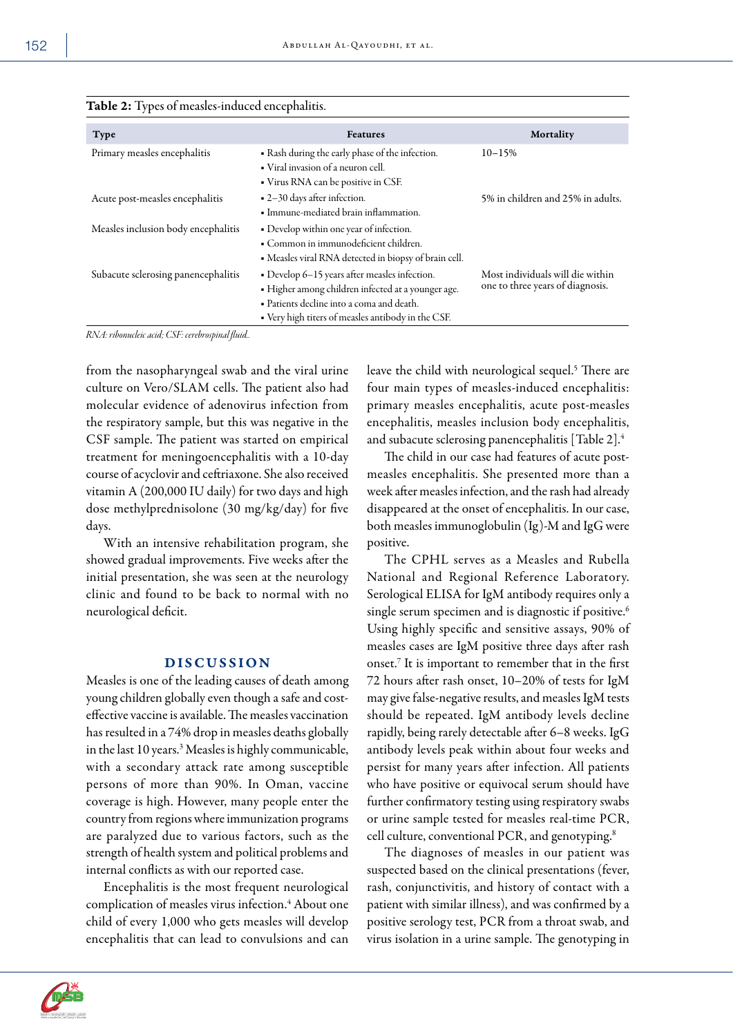**Table 2:** Types of measles-induced encephalitis.

| Type | Features | Mortality |
|---|---|---|
| Primary measles encephalitis | ▪ Rash during the early phase of the infection.<br>▪ Viral invasion of a neuron cell.<br>▪ Virus RNA can be positive in CSF. | 10–15% |
| Acute post-measles encephalitis | ▪ 2–30 days after infection.<br>▪ Immune-mediated brain inflammation. | 5% in children and 25% in adults. |
| Measles inclusion body encephalitis | ▪ Develop within one year of infection.<br>▪ Common in immunodeficient children.<br>▪ Measles viral RNA detected in biopsy of brain cell. | |
| Subacute sclerosing panencephalitis | ▪ Develop 6–15 years after measles infection.<br>▪ Higher among children infected at a younger age.<br>▪ Patients decline into a coma and death.<br>▪ Very high titers of measles antibody in the CSF. | Most individuals will die within one to three years of diagnosis. |

*RNA: ribonucleic acid; CSF: cerebrospinal fluid.*

from the nasopharyngeal swab and the viral urine culture on Vero/SLAM cells. The patient also had molecular evidence of adenovirus infection from the respiratory sample, but this was negative in the CSF sample. The patient was started on empirical treatment for meningoencephalitis with a 10-day course of acyclovir and ceftriaxone. She also received vitamin A (200,000 IU daily) for two days and high dose methylprednisolone (30 mg/kg/day) for five days.

With an intensive rehabilitation program, she showed gradual improvements. Five weeks after the initial presentation, she was seen at the neurology clinic and found to be back to normal with no neurological deficit.

## DISCUSSION

Measles is one of the leading causes of death among young children globally even though a safe and cost-effective vaccine is available. The measles vaccination has resulted in a 74% drop in measles deaths globally in the last 10 years.[3] Measles is highly communicable, with a secondary attack rate among susceptible persons of more than 90%. In Oman, vaccine coverage is high. However, many people enter the country from regions where immunization programs are paralyzed due to various factors, such as the strength of health system and political problems and internal conflicts as with our reported case.

Encephalitis is the most frequent neurological complication of measles virus infection.[4] About one child of every 1,000 who gets measles will develop encephalitis that can lead to convulsions and can leave the child with neurological sequel.[5] There are four main types of measles-induced encephalitis: primary measles encephalitis, acute post-measles encephalitis, measles inclusion body encephalitis, and subacute sclerosing panencephalitis [Table 2].[4]

The child in our case had features of acute post-measles encephalitis. She presented more than a week after measles infection, and the rash had already disappeared at the onset of encephalitis. In our case, both measles immunoglobulin (Ig)-M and IgG were positive.

The CPHL serves as a Measles and Rubella National and Regional Reference Laboratory. Serological ELISA for IgM antibody requires only a single serum specimen and is diagnostic if positive.[6] Using highly specific and sensitive assays, 90% of measles cases are IgM positive three days after rash onset.[7] It is important to remember that in the first 72 hours after rash onset, 10–20% of tests for IgM may give false-negative results, and measles IgM tests should be repeated. IgM antibody levels decline rapidly, being rarely detectable after 6–8 weeks. IgG antibody levels peak within about four weeks and persist for many years after infection. All patients who have positive or equivocal serum should have further confirmatory testing using respiratory swabs or urine sample tested for measles real-time PCR, cell culture, conventional PCR, and genotyping.[8]

The diagnoses of measles in our patient was suspected based on the clinical presentations (fever, rash, conjunctivitis, and history of contact with a patient with similar illness), and was confirmed by a positive serology test, PCR from a throat swab, and virus isolation in a urine sample. The genotyping in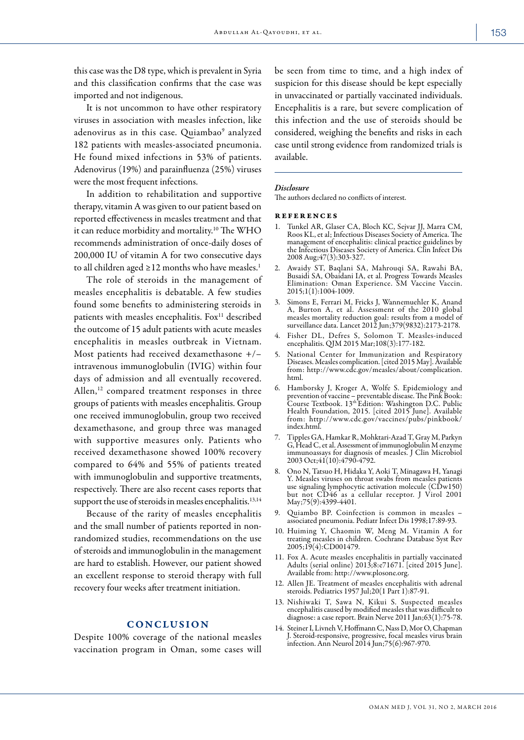this case was the D8 type, which is prevalent in Syria and this classification confirms that the case was imported and not indigenous.

It is not uncommon to have other respiratory viruses in association with measles infection, like adenovirus as in this case. Quiambao[9] analyzed 182 patients with measles-associated pneumonia. He found mixed infections in 53% of patients. Adenovirus (19%) and parainfluenza (25%) viruses were the most frequent infections.

In addition to rehabilitation and supportive therapy, vitamin A was given to our patient based on reported effectiveness in measles treatment and that it can reduce morbidity and mortality.[10] The WHO recommends administration of once-daily doses of 200,000 IU of vitamin A for two consecutive days to all children aged ≥12 months who have measles.[1]

The role of steroids in the management of measles encephalitis is debatable. A few studies found some benefits to administering steroids in patients with measles encephalitis. Fox[11] described the outcome of 15 adult patients with acute measles encephalitis in measles outbreak in Vietnam. Most patients had received dexamethasone +/− intravenous immunoglobulin (IVIG) within four days of admission and all eventually recovered. Allen,[12] compared treatment responses in three groups of patients with measles encephalitis. Group one received immunoglobulin, group two received dexamethasone, and group three was managed with supportive measures only. Patients who received dexamethasone showed 100% recovery compared to 64% and 55% of patients treated with immunoglobulin and supportive treatments, respectively. There are also recent cases reports that support the use of steroids in measles encephalitis.[13,14]

Because of the rarity of measles encephalitis and the small number of patients reported in non-randomized studies, recommendations on the use of steroids and immunoglobulin in the management are hard to establish. However, our patient showed an excellent response to steroid therapy with full recovery four weeks after treatment initiation.

## CONCLUSION

Despite 100% coverage of the national measles vaccination program in Oman, some cases will be seen from time to time, and a high index of suspicion for this disease should be kept especially in unvaccinated or partially vaccinated individuals. Encephalitis is a rare, but severe complication of this infection and the use of steroids should be considered, weighing the benefits and risks in each case until strong evidence from randomized trials is available.

### *Disclosure*

The authors declared no conflicts of interest.

## REFERENCES

1. Tunkel AR, Glaser CA, Bloch KC, Sejvar JJ, Marra CM, Roos KL, et al; Infectious Diseases Society of America. The management of encephalitis: clinical practice guidelines by the Infectious Diseases Society of America. Clin Infect Dis 2008 Aug;47(3):303-327.
2. Awaidy ST, Baqlani SA, Mahrouqi SA, Rawahi BA, Busaidi SA, Obaidani IA, et al. Progress Towards Measles Elimination: Oman Experience. SM Vaccine Vaccin. 2015;1(1):1004-1009.
3. Simons E, Ferrari M, Fricks J, Wannemuehler K, Anand A, Burton A, et al. Assessment of the 2010 global measles mortality reduction goal: results from a model of surveillance data. Lancet 2012 Jun;379(9832):2173-2178.
4. Fisher DL, Defres S, Solomon T. Measles-induced encephalitis. QJM 2015 Mar;108(3):177-182.
5. National Center for Immunization and Respiratory Diseases. Measles complication. [cited 2015 May]. Available from: http://www.cdc.gov/measles/about/complication.html.
6. Hamborsky J, Kroger A, Wolfe S. Epidemiology and prevention of vaccine – preventable disease. The Pink Book: Course Textbook. 13th Edition: Washington D.C. Public Health Foundation, 2015. [cited 2015 June]. Available from: http://www.cdc.gov/vaccines/pubs/pinkbook/index.html.
7. Tipples GA, Hamkar R, Mohktari-Azad T, Gray M, Parkyn G, Head C, et al. Assessment of immunoglobulin M enzyme immunoassays for diagnosis of measles. J Clin Microbiol 2003 Oct;41(10):4790-4792.
8. Ono N, Tatsuo H, Hidaka Y, Aoki T, Minagawa H, Yanagi Y. Measles viruses on throat swabs from measles patients use signaling lymphocytic activation molecule (CDw150) but not CD46 as a cellular receptor. J Virol 2001 May;75(9):4399-4401.
9. Quiambo BP. Coinfection is common in measles – associated pneumonia. Pediatr Infect Dis 1998;17:89-93.
10. Huiming Y, Chaomin W, Meng M. Vitamin A for treating measles in children. Cochrane Database Syst Rev 2005;19(4):CD001479.
11. Fox A. Acute measles encephalitis in partially vaccinated Adults (serial online) 2013;8:e71671. [cited 2015 June]. Available from: http://www.plosone.org.
12. Allen JE. Treatment of measles encephalitis with adrenal steroids. Pediatrics 1957 Jul;20(1 Part 1):87-91.
13. Nishiwaki T, Sawa N, Kikui S. Suspected measles encephalitis caused by modified measles that was difficult to diagnose: a case report. Brain Nerve 2011 Jan;63(1):75-78.
14. Steiner I, Livneh V, Hoffmann C, Nass D, Mor O, Chapman J. Steroid-responsive, progressive, focal measles virus brain infection. Ann Neurol 2014 Jun;75(6):967-970.